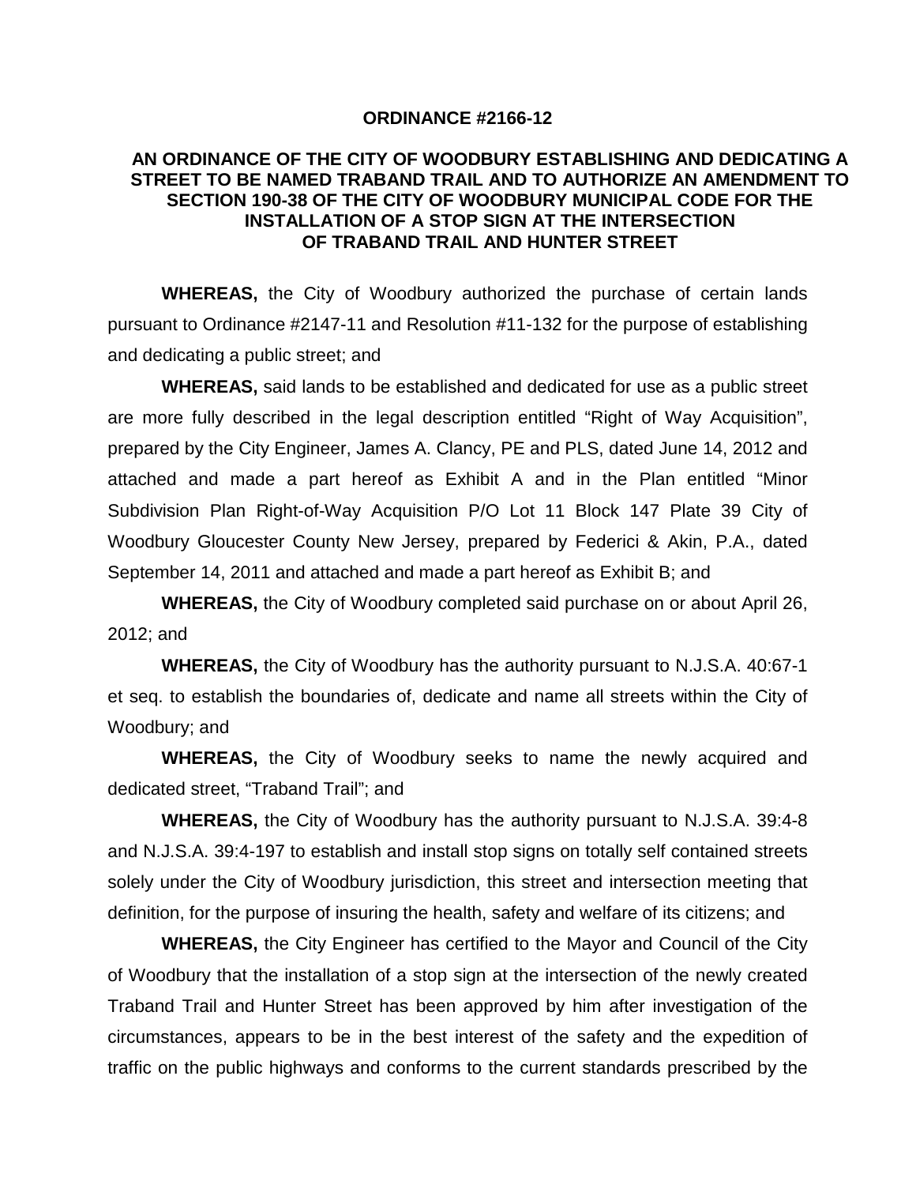# ORDINANCE #2166-12

## AN ORDINANCE OF THE CITY OF WOODBURY ESTABLISHING AND DEDICATING A STREET TO BE NAMED TRABAND TRAIL AND TO AUTHORIZE AN AMENDMENT TO SECTION 190-38 OF THE CITY OF WOODBURY MUNICIPAL CODE FOR THE INSTALLATION OF A STOP SIGN AT THE INTERSECTION OF TRABAND TRAIL AND HUNTER STREET

**WHEREAS,** the City of Woodbury authorized the purchase of certain lands pursuant to Ordinance #2147-11 and Resolution #11-132 for the purpose of establishing and dedicating a public street; and

**WHEREAS,** said lands to be established and dedicated for use as a public street are more fully described in the legal description entitled "Right of Way Acquisition", prepared by the City Engineer, James A. Clancy, PE and PLS, dated June 14, 2012 and attached and made a part hereof as Exhibit A and in the Plan entitled "Minor Subdivision Plan Right-of-Way Acquisition P/O Lot 11 Block 147 Plate 39 City of Woodbury Gloucester County New Jersey, prepared by Federici & Akin, P.A., dated September 14, 2011 and attached and made a part hereof as Exhibit B; and

**WHEREAS,** the City of Woodbury completed said purchase on or about April 26, 2012; and

**WHEREAS,** the City of Woodbury has the authority pursuant to N.J.S.A. 40:67-1 et seq. to establish the boundaries of, dedicate and name all streets within the City of Woodbury; and

**WHEREAS,** the City of Woodbury seeks to name the newly acquired and dedicated street, "Traband Trail"; and

**WHEREAS,** the City of Woodbury has the authority pursuant to N.J.S.A. 39:4-8 and N.J.S.A. 39:4-197 to establish and install stop signs on totally self contained streets solely under the City of Woodbury jurisdiction, this street and intersection meeting that definition, for the purpose of insuring the health, safety and welfare of its citizens; and

**WHEREAS,** the City Engineer has certified to the Mayor and Council of the City of Woodbury that the installation of a stop sign at the intersection of the newly created Traband Trail and Hunter Street has been approved by him after investigation of the circumstances, appears to be in the best interest of the safety and the expedition of traffic on the public highways and conforms to the current standards prescribed by the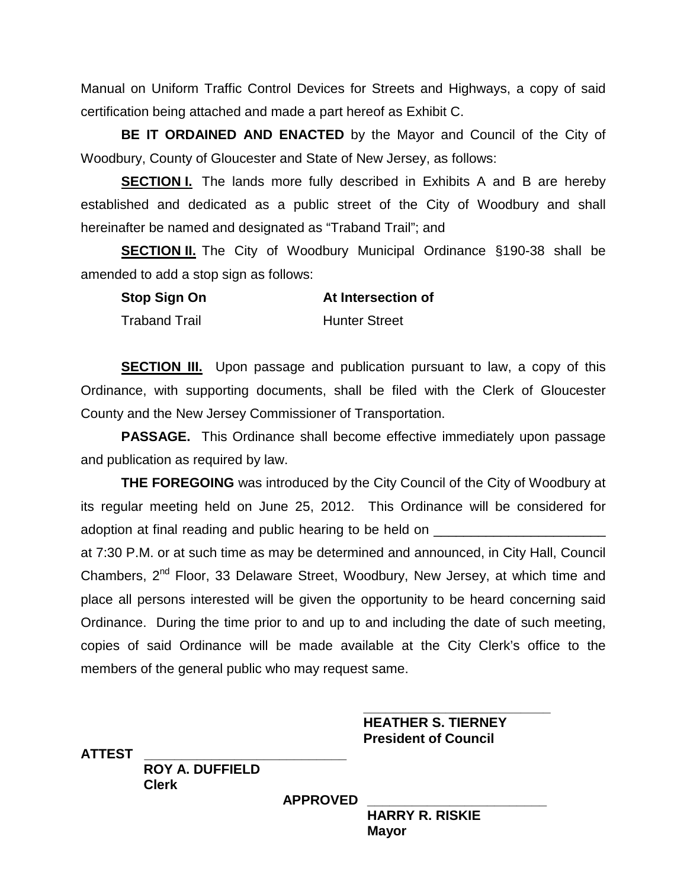Manual on Uniform Traffic Control Devices for Streets and Highways, a copy of said certification being attached and made a part hereof as Exhibit C.

**BE IT ORDAINED AND ENACTED** by the Mayor and Council of the City of Woodbury, County of Gloucester and State of New Jersey, as follows:

**SECTION I.** The lands more fully described in Exhibits A and B are hereby established and dedicated as a public street of the City of Woodbury and shall hereinafter be named and designated as "Traband Trail"; and

**SECTION II.** The City of Woodbury Municipal Ordinance §190-38 shall be amended to add a stop sign as follows:

| Stop Sign On | At Intersection of |
|---|---|
| Traband Trail | Hunter Street |

**SECTION III.** Upon passage and publication pursuant to law, a copy of this Ordinance, with supporting documents, shall be filed with the Clerk of Gloucester County and the New Jersey Commissioner of Transportation.

**PASSAGE.** This Ordinance shall become effective immediately upon passage and publication as required by law.

**THE FOREGOING** was introduced by the City Council of the City of Woodbury at its regular meeting held on June 25, 2012. This Ordinance will be considered for adoption at final reading and public hearing to be held on _______________________ at 7:30 P.M. or at such time as may be determined and announced, in City Hall, Council Chambers, 2nd Floor, 33 Delaware Street, Woodbury, New Jersey, at which time and place all persons interested will be given the opportunity to be heard concerning said Ordinance. During the time prior to and up to and including the date of such meeting, copies of said Ordinance will be made available at the City Clerk's office to the members of the general public who may request same.

_________________________
**HEATHER S. TIERNEY**
**President of Council**

**ATTEST** _________________________
**ROY A. DUFFIELD**
**Clerk**

**APPROVED** _________________________
**HARRY R. RISKIE**
**Mayor**